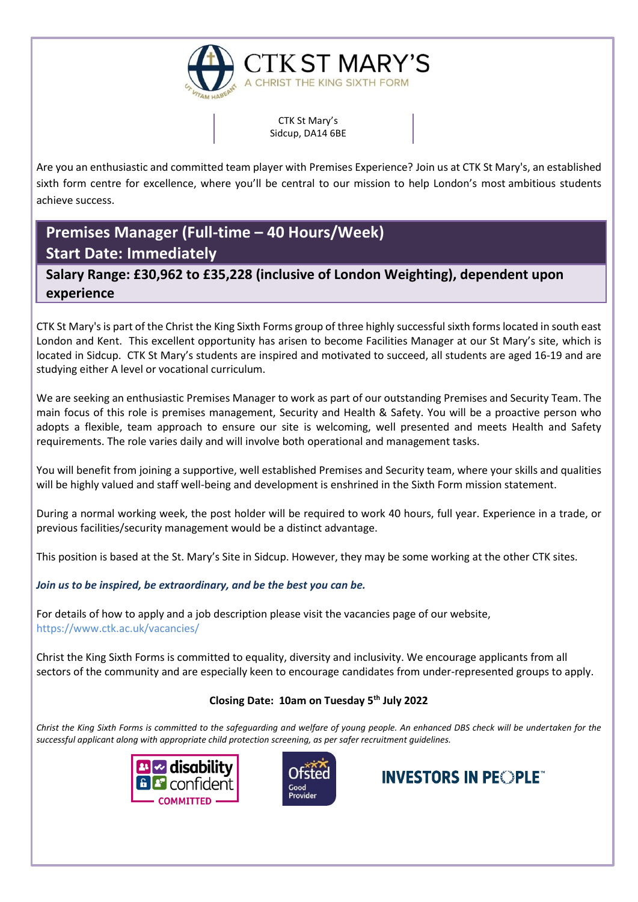# CTK ST MARY'S

A CHRIST THE KING SIXTH FORM

CTK St Mary's
Sidcup, DA14 6BE

Are you an enthusiastic and committed team player with Premises Experience? Join us at CTK St Mary's, an established sixth form centre for excellence, where you'll be central to our mission to help London's most ambitious students achieve success.

## Premises Manager (Full-time – 40 Hours/Week)
## Start Date: Immediately

**Salary Range: £30,962 to £35,228 (inclusive of London Weighting), dependent upon experience**

CTK St Mary's is part of the Christ the King Sixth Forms group of three highly successful sixth forms located in south east London and Kent. This excellent opportunity has arisen to become Facilities Manager at our St Mary's site, which is located in Sidcup. CTK St Mary's students are inspired and motivated to succeed, all students are aged 16-19 and are studying either A level or vocational curriculum.

We are seeking an enthusiastic Premises Manager to work as part of our outstanding Premises and Security Team. The main focus of this role is premises management, Security and Health & Safety. You will be a proactive person who adopts a flexible, team approach to ensure our site is welcoming, well presented and meets Health and Safety requirements. The role varies daily and will involve both operational and management tasks.

You will benefit from joining a supportive, well established Premises and Security team, where your skills and qualities will be highly valued and staff well-being and development is enshrined in the Sixth Form mission statement.

During a normal working week, the post holder will be required to work 40 hours, full year. Experience in a trade, or previous facilities/security management would be a distinct advantage.

This position is based at the St. Mary's Site in Sidcup. However, they may be some working at the other CTK sites.

***Join us to be inspired, be extraordinary, and be the best you can be.***

For details of how to apply and a job description please visit the vacancies page of our website,
https://www.ctk.ac.uk/vacancies/

Christ the King Sixth Forms is committed to equality, diversity and inclusivity. We encourage applicants from all sectors of the community and are especially keen to encourage candidates from under-represented groups to apply.

**Closing Date: 10am on Tuesday 5th July 2022**

*Christ the King Sixth Forms is committed to the safeguarding and welfare of young people. An enhanced DBS check will be undertaken for the successful applicant along with appropriate child protection screening, as per safer recruitment guidelines.*

disability confident COMMITTED

Ofsted Good Provider

INVESTORS IN PEOPLE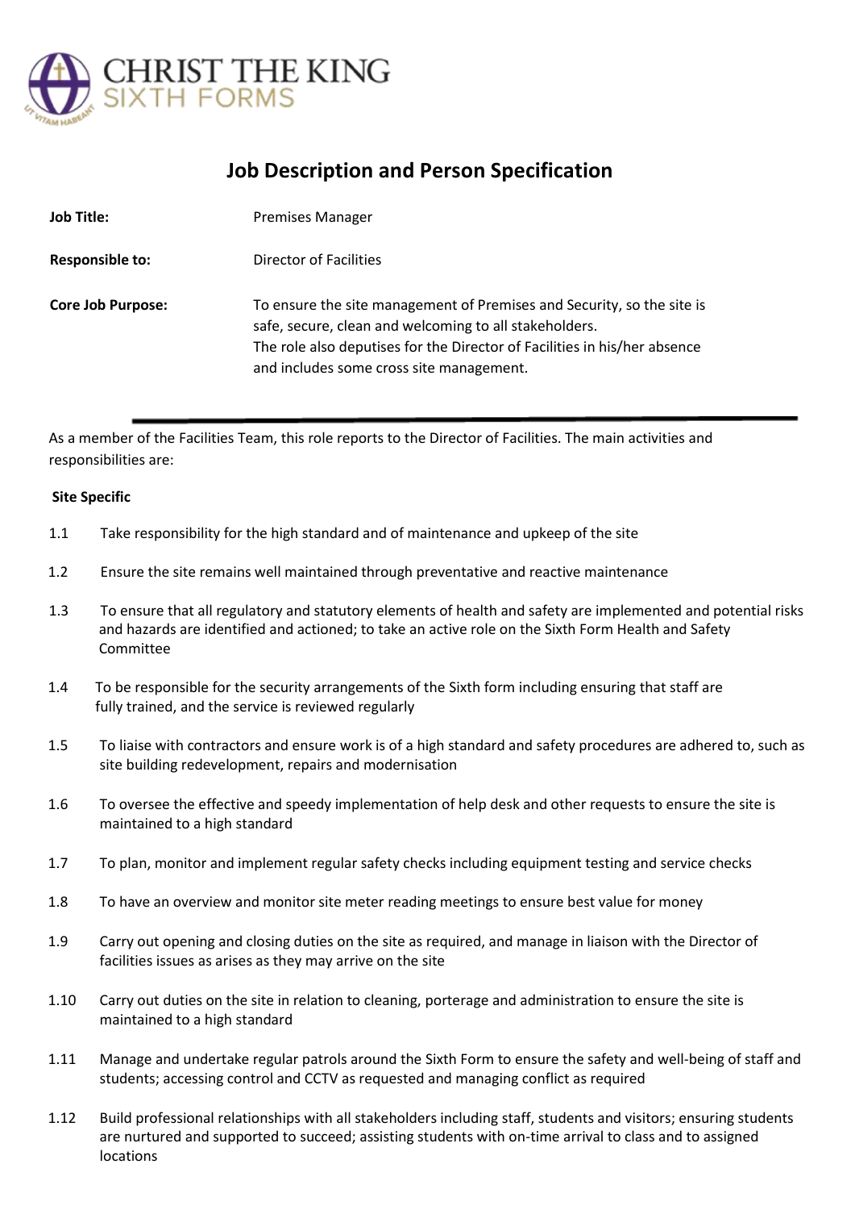CHRIST THE KING SIXTH FORMS

# Job Description and Person Specification

**Job Title:** Premises Manager

**Responsible to:** Director of Facilities

**Core Job Purpose:** To ensure the site management of Premises and Security, so the site is safe, secure, clean and welcoming to all stakeholders.
The role also deputises for the Director of Facilities in his/her absence and includes some cross site management.

---

As a member of the Facilities Team, this role reports to the Director of Facilities. The main activities and responsibilities are:

**Site Specific**

1.1 Take responsibility for the high standard and of maintenance and upkeep of the site

1.2 Ensure the site remains well maintained through preventative and reactive maintenance

1.3 To ensure that all regulatory and statutory elements of health and safety are implemented and potential risks and hazards are identified and actioned; to take an active role on the Sixth Form Health and Safety Committee

1.4 To be responsible for the security arrangements of the Sixth form including ensuring that staff are fully trained, and the service is reviewed regularly

1.5 To liaise with contractors and ensure work is of a high standard and safety procedures are adhered to, such as site building redevelopment, repairs and modernisation

1.6 To oversee the effective and speedy implementation of help desk and other requests to ensure the site is maintained to a high standard

1.7 To plan, monitor and implement regular safety checks including equipment testing and service checks

1.8 To have an overview and monitor site meter reading meetings to ensure best value for money

1.9 Carry out opening and closing duties on the site as required, and manage in liaison with the Director of facilities issues as arises as they may arrive on the site

1.10 Carry out duties on the site in relation to cleaning, porterage and administration to ensure the site is maintained to a high standard

1.11 Manage and undertake regular patrols around the Sixth Form to ensure the safety and well-being of staff and students; accessing control and CCTV as requested and managing conflict as required

1.12 Build professional relationships with all stakeholders including staff, students and visitors; ensuring students are nurtured and supported to succeed; assisting students with on-time arrival to class and to assigned locations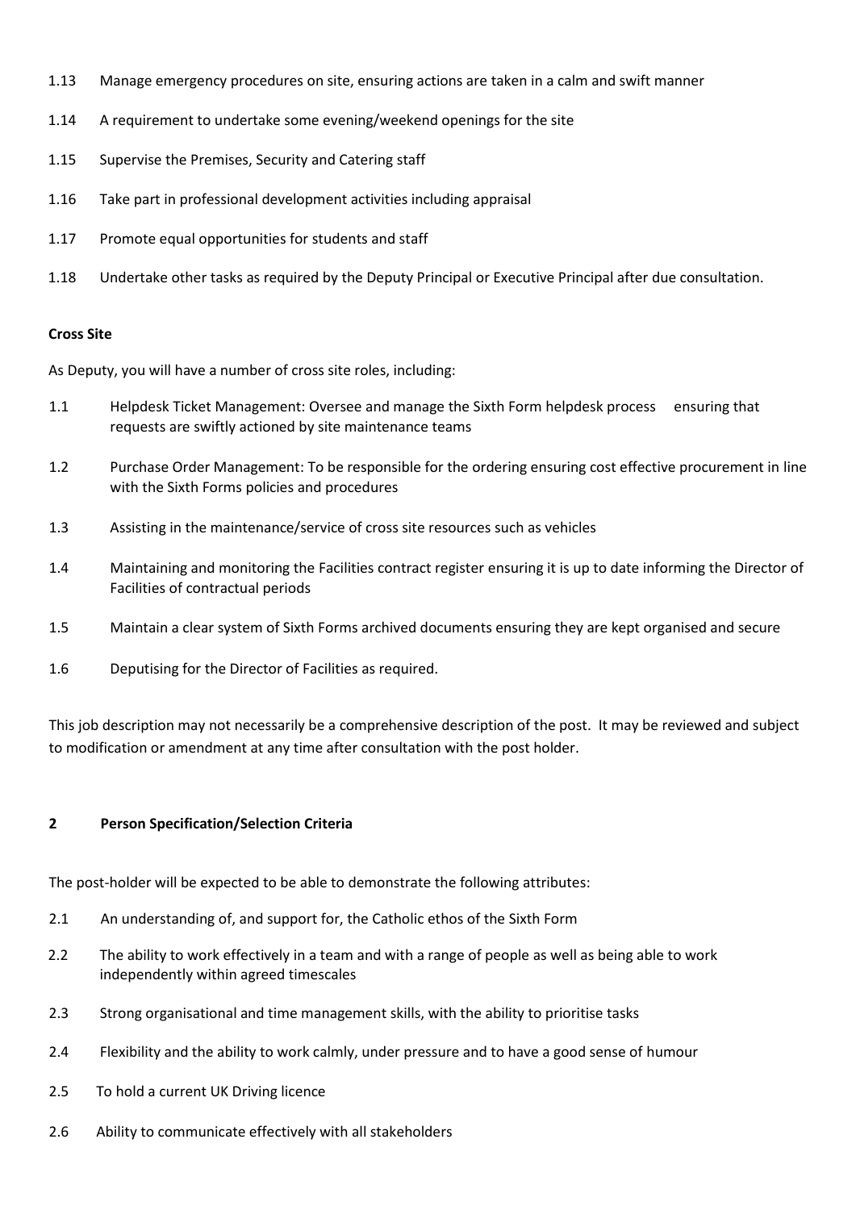1.13 Manage emergency procedures on site, ensuring actions are taken in a calm and swift manner

1.14 A requirement to undertake some evening/weekend openings for the site

1.15 Supervise the Premises, Security and Catering staff

1.16 Take part in professional development activities including appraisal

1.17 Promote equal opportunities for students and staff

1.18 Undertake other tasks as required by the Deputy Principal or Executive Principal after due consultation.

**Cross Site**

As Deputy, you will have a number of cross site roles, including:

1.1 Helpdesk Ticket Management: Oversee and manage the Sixth Form helpdesk process ensuring that requests are swiftly actioned by site maintenance teams

1.2 Purchase Order Management: To be responsible for the ordering ensuring cost effective procurement in line with the Sixth Forms policies and procedures

1.3 Assisting in the maintenance/service of cross site resources such as vehicles

1.4 Maintaining and monitoring the Facilities contract register ensuring it is up to date informing the Director of Facilities of contractual periods

1.5 Maintain a clear system of Sixth Forms archived documents ensuring they are kept organised and secure

1.6 Deputising for the Director of Facilities as required.

This job description may not necessarily be a comprehensive description of the post. It may be reviewed and subject to modification or amendment at any time after consultation with the post holder.

## 2 Person Specification/Selection Criteria

The post-holder will be expected to be able to demonstrate the following attributes:

2.1 An understanding of, and support for, the Catholic ethos of the Sixth Form

2.2 The ability to work effectively in a team and with a range of people as well as being able to work independently within agreed timescales

2.3 Strong organisational and time management skills, with the ability to prioritise tasks

2.4 Flexibility and the ability to work calmly, under pressure and to have a good sense of humour

2.5 To hold a current UK Driving licence

2.6 Ability to communicate effectively with all stakeholders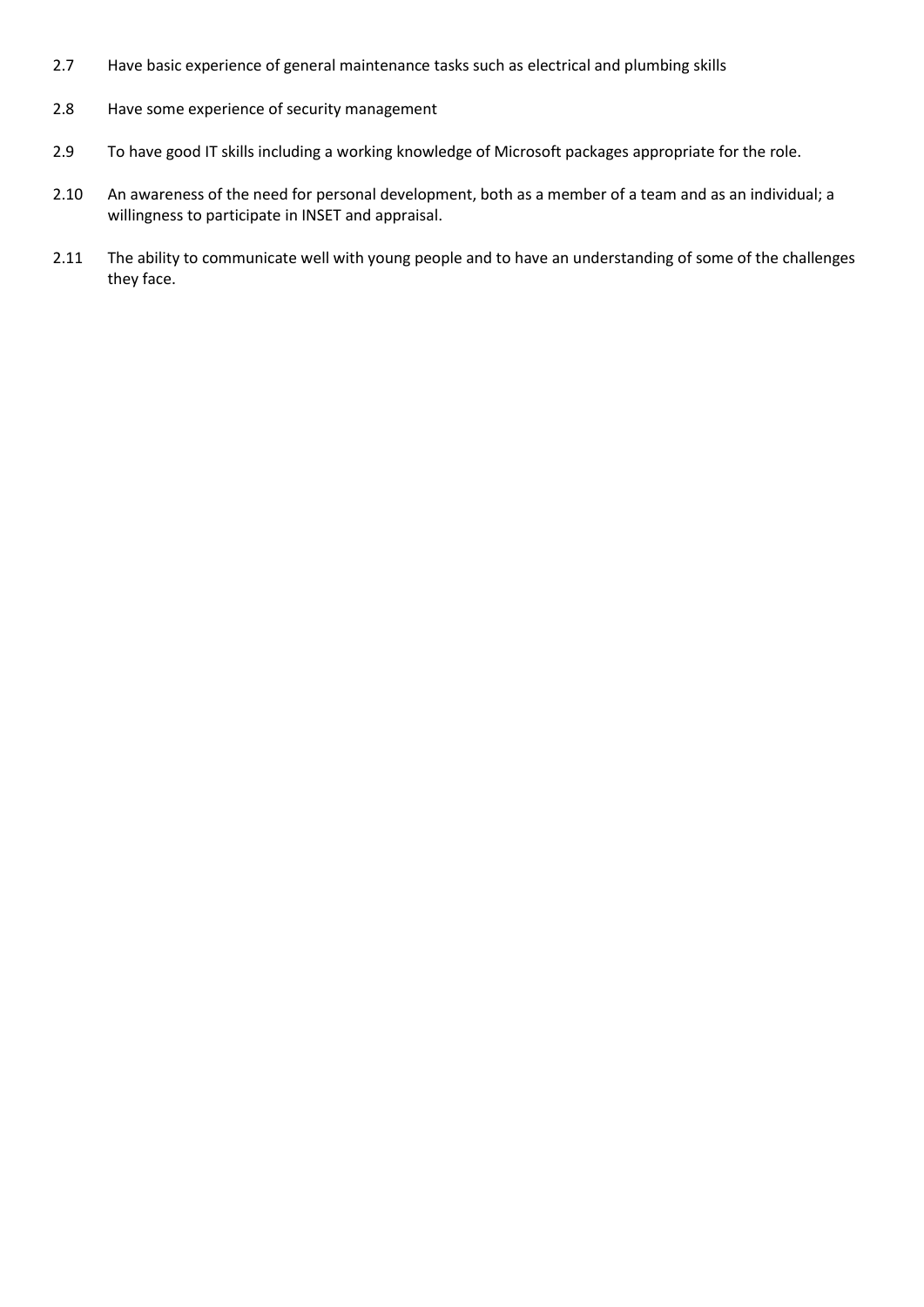2.7 Have basic experience of general maintenance tasks such as electrical and plumbing skills

2.8 Have some experience of security management

2.9 To have good IT skills including a working knowledge of Microsoft packages appropriate for the role.

2.10 An awareness of the need for personal development, both as a member of a team and as an individual; a willingness to participate in INSET and appraisal.

2.11 The ability to communicate well with young people and to have an understanding of some of the challenges they face.